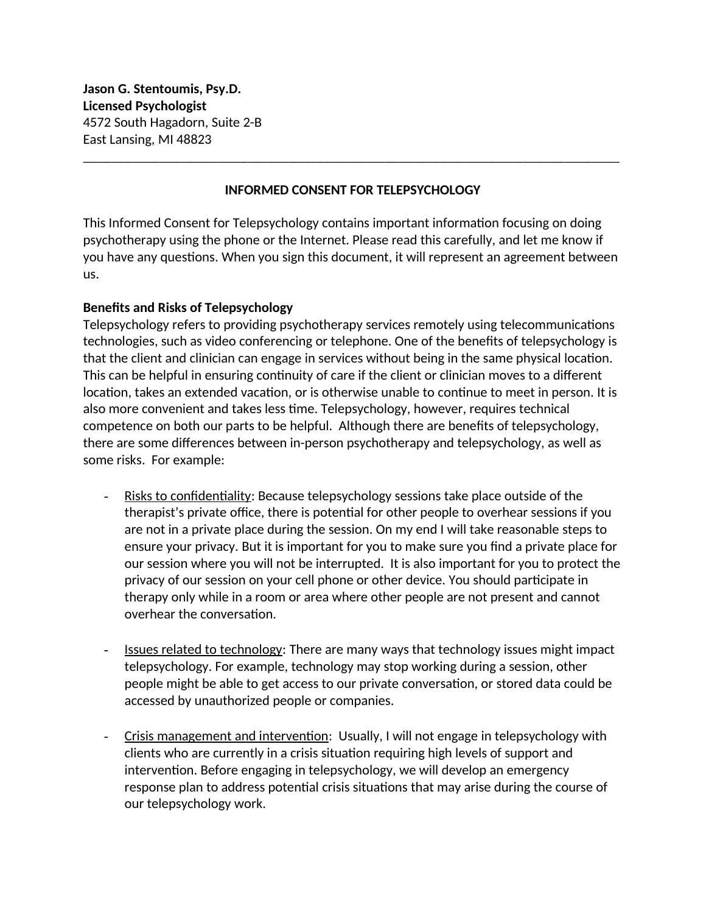**Jason G. Stentoumis, Psy.D.**
**Licensed Psychologist**
4572 South Hagadorn, Suite 2-B
East Lansing, MI 48823

---

## INFORMED CONSENT FOR TELEPSYCHOLOGY

This Informed Consent for Telepsychology contains important information focusing on doing psychotherapy using the phone or the Internet. Please read this carefully, and let me know if you have any questions. When you sign this document, it will represent an agreement between us.

**Benefits and Risks of Telepsychology**

Telepsychology refers to providing psychotherapy services remotely using telecommunications technologies, such as video conferencing or telephone. One of the benefits of telepsychology is that the client and clinician can engage in services without being in the same physical location. This can be helpful in ensuring continuity of care if the client or clinician moves to a different location, takes an extended vacation, or is otherwise unable to continue to meet in person. It is also more convenient and takes less time. Telepsychology, however, requires technical competence on both our parts to be helpful. Although there are benefits of telepsychology, there are some differences between in-person psychotherapy and telepsychology, as well as some risks. For example:

- <u>Risks to confidentiality</u>: Because telepsychology sessions take place outside of the therapist's private office, there is potential for other people to overhear sessions if you are not in a private place during the session. On my end I will take reasonable steps to ensure your privacy. But it is important for you to make sure you find a private place for our session where you will not be interrupted. It is also important for you to protect the privacy of our session on your cell phone or other device. You should participate in therapy only while in a room or area where other people are not present and cannot overhear the conversation.

- <u>Issues related to technology</u>: There are many ways that technology issues might impact telepsychology. For example, technology may stop working during a session, other people might be able to get access to our private conversation, or stored data could be accessed by unauthorized people or companies.

- <u>Crisis management and intervention</u>: Usually, I will not engage in telepsychology with clients who are currently in a crisis situation requiring high levels of support and intervention. Before engaging in telepsychology, we will develop an emergency response plan to address potential crisis situations that may arise during the course of our telepsychology work.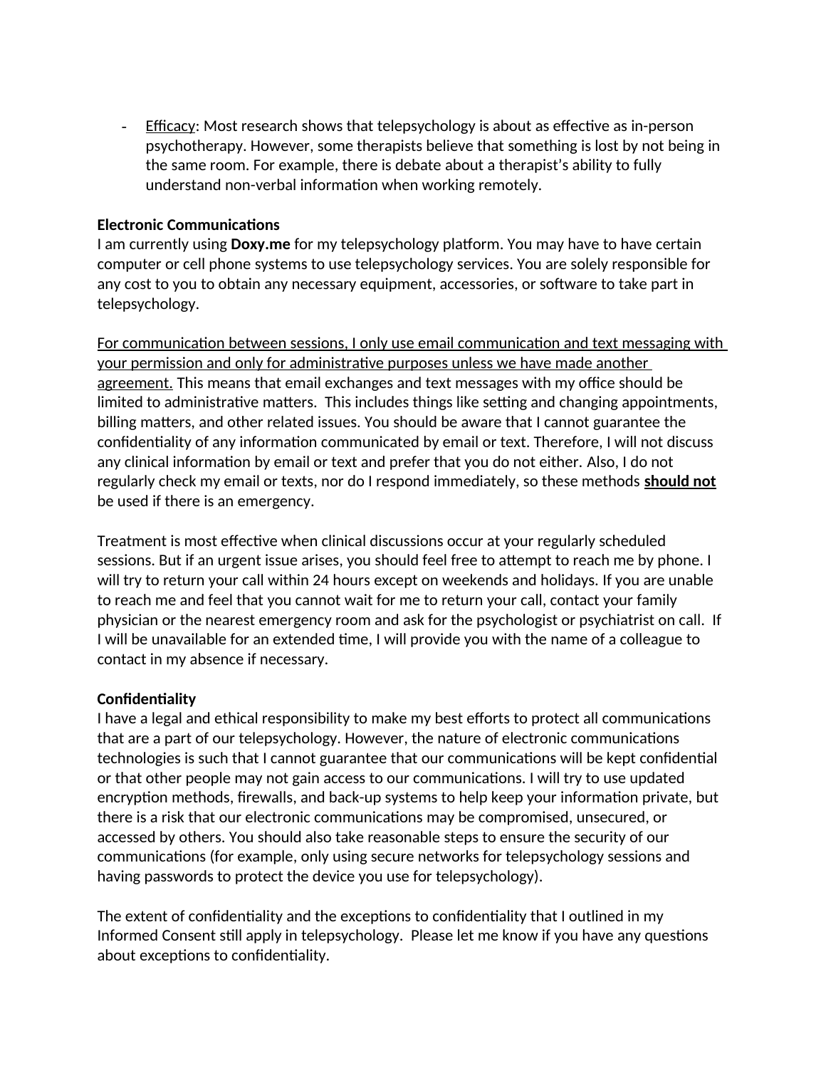- <u>Efficacy</u>: Most research shows that telepsychology is about as effective as in-person psychotherapy. However, some therapists believe that something is lost by not being in the same room. For example, there is debate about a therapist's ability to fully understand non-verbal information when working remotely.

**Electronic Communications**
I am currently using **Doxy.me** for my telepsychology platform. You may have to have certain computer or cell phone systems to use telepsychology services. You are solely responsible for any cost to you to obtain any necessary equipment, accessories, or software to take part in telepsychology.

<u>For communication between sessions, I only use email communication and text messaging with your permission and only for administrative purposes unless we have made another agreement.</u> This means that email exchanges and text messages with my office should be limited to administrative matters. This includes things like setting and changing appointments, billing matters, and other related issues. You should be aware that I cannot guarantee the confidentiality of any information communicated by email or text. Therefore, I will not discuss any clinical information by email or text and prefer that you do not either. Also, I do not regularly check my email or texts, nor do I respond immediately, so these methods <u>**should not**</u> be used if there is an emergency.

Treatment is most effective when clinical discussions occur at your regularly scheduled sessions. But if an urgent issue arises, you should feel free to attempt to reach me by phone. I will try to return your call within 24 hours except on weekends and holidays. If you are unable to reach me and feel that you cannot wait for me to return your call, contact your family physician or the nearest emergency room and ask for the psychologist or psychiatrist on call. If I will be unavailable for an extended time, I will provide you with the name of a colleague to contact in my absence if necessary.

**Confidentiality**
I have a legal and ethical responsibility to make my best efforts to protect all communications that are a part of our telepsychology. However, the nature of electronic communications technologies is such that I cannot guarantee that our communications will be kept confidential or that other people may not gain access to our communications. I will try to use updated encryption methods, firewalls, and back-up systems to help keep your information private, but there is a risk that our electronic communications may be compromised, unsecured, or accessed by others. You should also take reasonable steps to ensure the security of our communications (for example, only using secure networks for telepsychology sessions and having passwords to protect the device you use for telepsychology).

The extent of confidentiality and the exceptions to confidentiality that I outlined in my Informed Consent still apply in telepsychology. Please let me know if you have any questions about exceptions to confidentiality.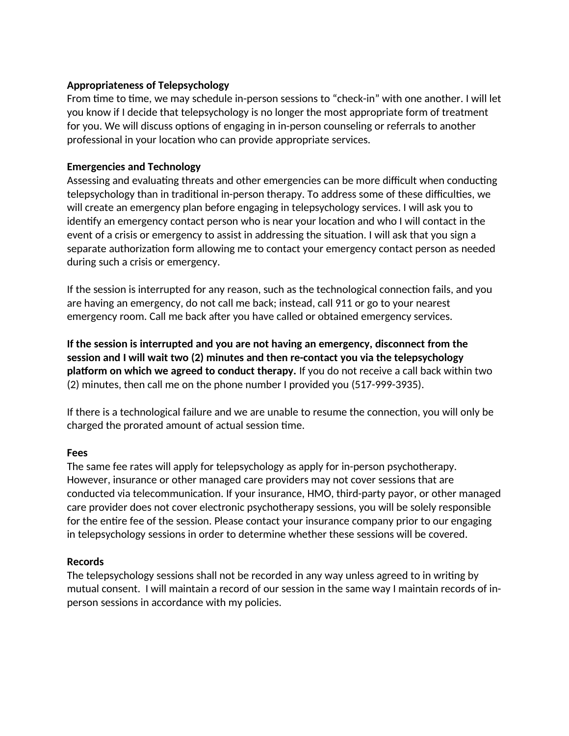**Appropriateness of Telepsychology**

From time to time, we may schedule in-person sessions to "check-in" with one another. I will let you know if I decide that telepsychology is no longer the most appropriate form of treatment for you. We will discuss options of engaging in in-person counseling or referrals to another professional in your location who can provide appropriate services.

**Emergencies and Technology**

Assessing and evaluating threats and other emergencies can be more difficult when conducting telepsychology than in traditional in-person therapy. To address some of these difficulties, we will create an emergency plan before engaging in telepsychology services. I will ask you to identify an emergency contact person who is near your location and who I will contact in the event of a crisis or emergency to assist in addressing the situation. I will ask that you sign a separate authorization form allowing me to contact your emergency contact person as needed during such a crisis or emergency.

If the session is interrupted for any reason, such as the technological connection fails, and you are having an emergency, do not call me back; instead, call 911 or go to your nearest emergency room. Call me back after you have called or obtained emergency services.

**If the session is interrupted and you are not having an emergency, disconnect from the session and I will wait two (2) minutes and then re-contact you via the telepsychology platform on which we agreed to conduct therapy.** If you do not receive a call back within two (2) minutes, then call me on the phone number I provided you (517-999-3935).

If there is a technological failure and we are unable to resume the connection, you will only be charged the prorated amount of actual session time.

**Fees**

The same fee rates will apply for telepsychology as apply for in-person psychotherapy. However, insurance or other managed care providers may not cover sessions that are conducted via telecommunication. If your insurance, HMO, third-party payor, or other managed care provider does not cover electronic psychotherapy sessions, you will be solely responsible for the entire fee of the session. Please contact your insurance company prior to our engaging in telepsychology sessions in order to determine whether these sessions will be covered.

**Records**

The telepsychology sessions shall not be recorded in any way unless agreed to in writing by mutual consent. I will maintain a record of our session in the same way I maintain records of in-person sessions in accordance with my policies.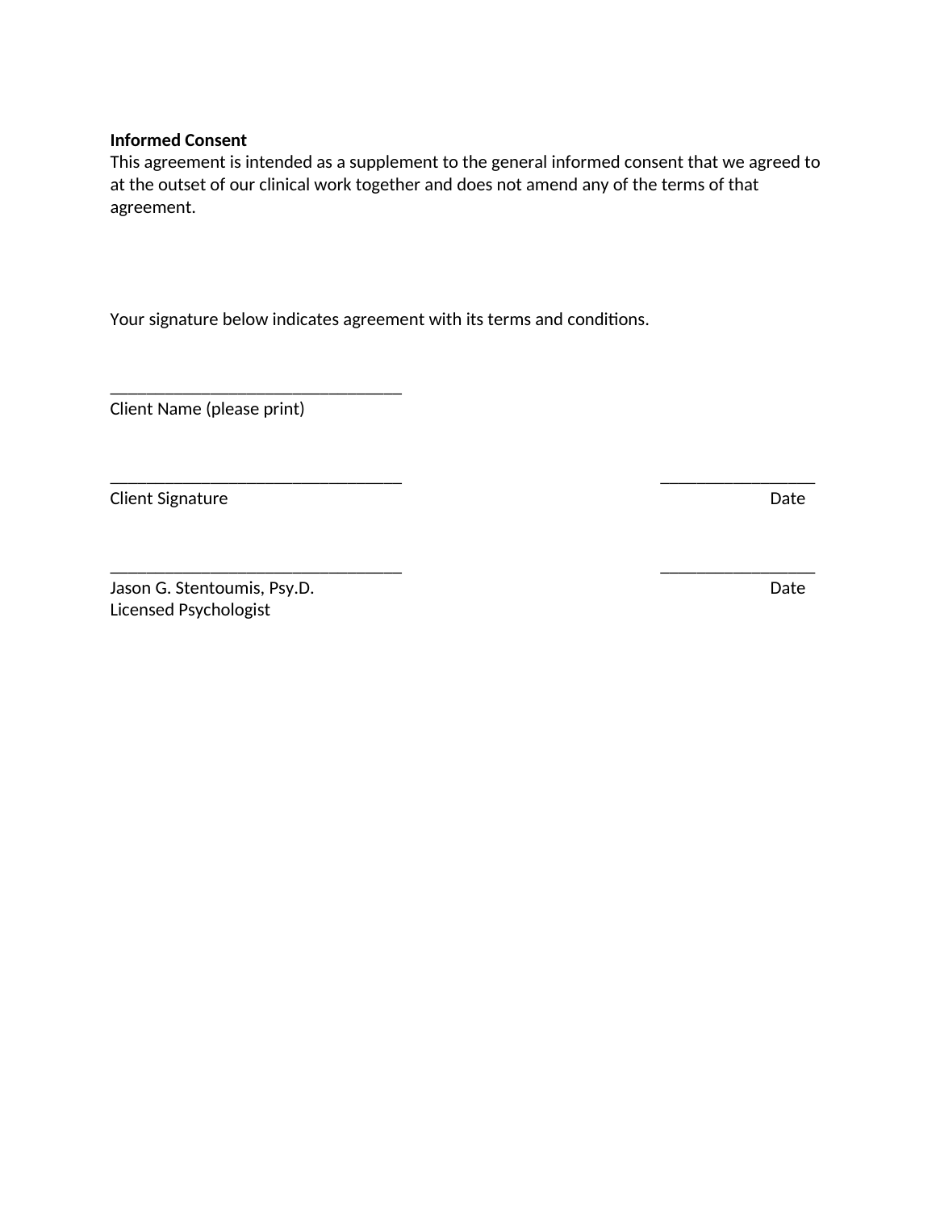**Informed Consent**
This agreement is intended as a supplement to the general informed consent that we agreed to at the outset of our clinical work together and does not amend any of the terms of that agreement.

Your signature below indicates agreement with its terms and conditions.

_________________________________
Client Name (please print)

_________________________________ _________________
Client Signature Date

_________________________________ _________________
Jason G. Stentoumis, Psy.D. Date
Licensed Psychologist